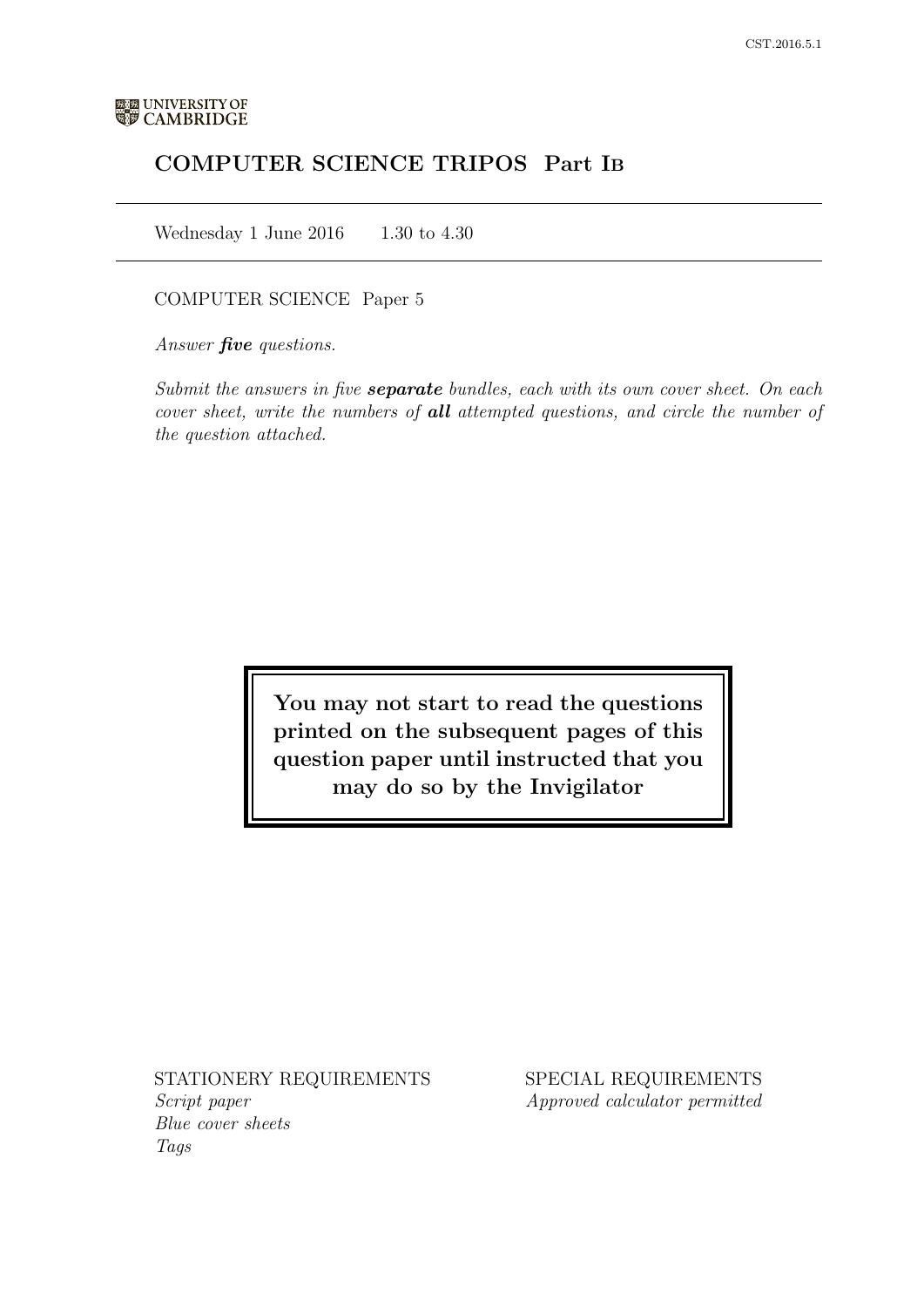UNIVERSITY OF CAMBRIDGE

# COMPUTER SCIENCE TRIPOS Part IB

Wednesday 1 June 2016 1.30 to 4.30

COMPUTER SCIENCE Paper 5

*Answer **five** questions.*

*Submit the answers in five **separate** bundles, each with its own cover sheet. On each cover sheet, write the numbers of **all** attempted questions, and circle the number of the question attached.*

**You may not start to read the questions printed on the subsequent pages of this question paper until instructed that you may do so by the Invigilator**

STATIONERY REQUIREMENTS
*Script paper*
*Blue cover sheets*
*Tags*

SPECIAL REQUIREMENTS
*Approved calculator permitted*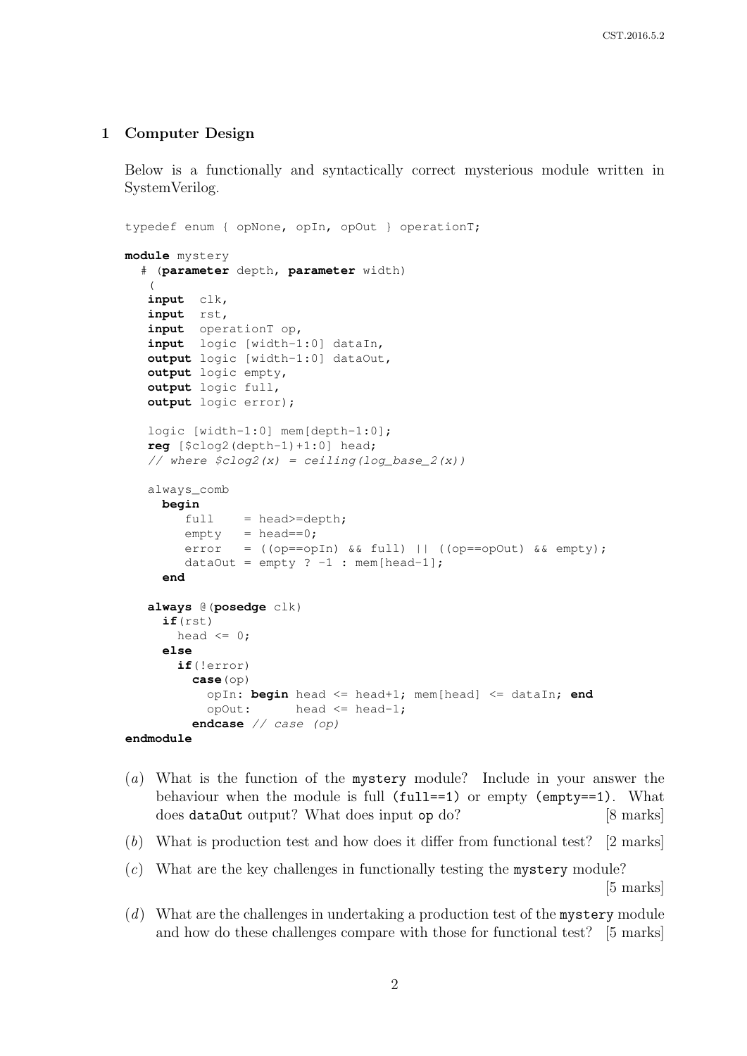## 1 Computer Design

Below is a functionally and syntactically correct mysterious module written in SystemVerilog.

```
typedef enum { opNone, opIn, opOut } operationT;

module mystery
  # (parameter depth, parameter width)
   (
   input  clk,
   input  rst,
   input  operationT op,
   input  logic [width-1:0] dataIn,
   output logic [width-1:0] dataOut,
   output logic empty,
   output logic full,
   output logic error);

   logic [width-1:0] mem[depth-1:0];
   reg [$clog2(depth-1)+1:0] head;
   // where $clog2(x) = ceiling(log_base_2(x))

   always_comb
     begin
        full    = head>=depth;
        empty   = head==0;
        error   = ((op==opIn) && full) || ((op==opOut) && empty);
        dataOut = empty ? -1 : mem[head-1];
     end

   always @(posedge clk)
     if(rst)
       head <= 0;
     else
       if(!error)
         case(op)
           opIn: begin head <= head+1; mem[head] <= dataIn; end
           opOut:      head <= head-1;
         endcase // case (op)
endmodule
```

(*a*) What is the function of the `mystery` module? Include in your answer the behaviour when the module is full (`full==1`) or empty (`empty==1`). What does `dataOut` output? What does input `op` do? [8 marks]

(*b*) What is production test and how does it differ from functional test? [2 marks]

(*c*) What are the key challenges in functionally testing the `mystery` module? [5 marks]

(*d*) What are the challenges in undertaking a production test of the `mystery` module and how do these challenges compare with those for functional test? [5 marks]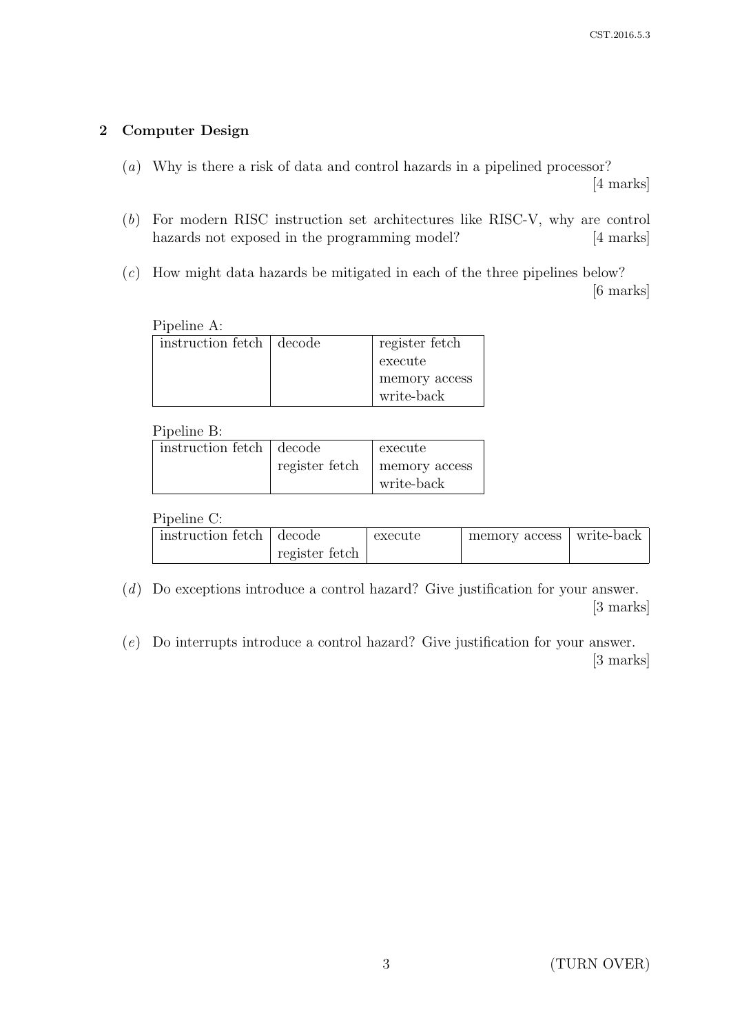## 2 Computer Design

(*a*) Why is there a risk of data and control hazards in a pipelined processor? [4 marks]

(*b*) For modern RISC instruction set architectures like RISC-V, why are control hazards not exposed in the programming model? [4 marks]

(*c*) How might data hazards be mitigated in each of the three pipelines below? [6 marks]

Pipeline A:

| instruction fetch | decode | register fetch<br>execute<br>memory access<br>write-back |
|---|---|---|

Pipeline B:

| instruction fetch | decode<br>register fetch | execute<br>memory access<br>write-back |
|---|---|---|

Pipeline C:

| instruction fetch | decode<br>register fetch | execute | memory access | write-back |
|---|---|---|---|---|

(*d*) Do exceptions introduce a control hazard? Give justification for your answer. [3 marks]

(*e*) Do interrupts introduce a control hazard? Give justification for your answer. [3 marks]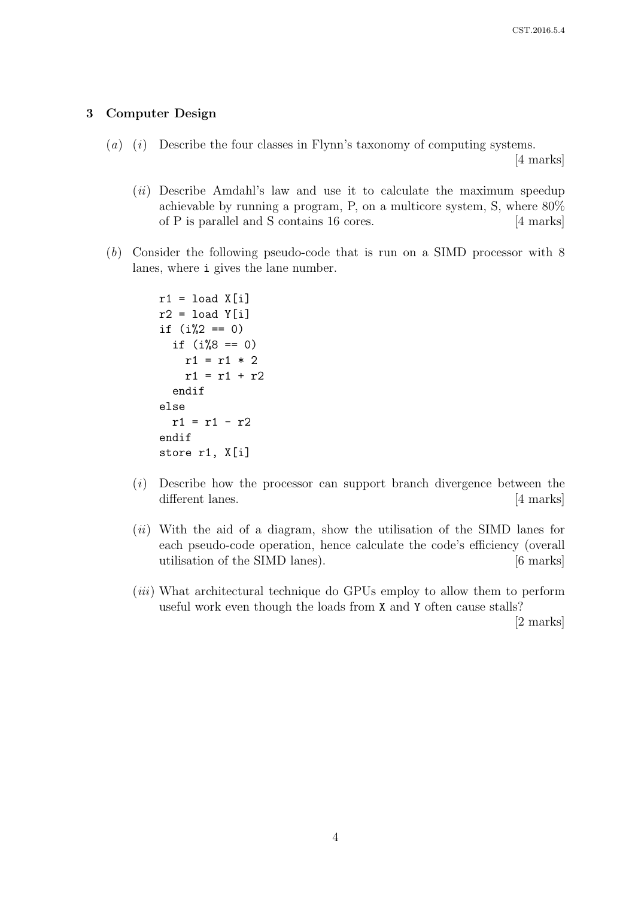## 3 Computer Design

(*a*) (*i*) Describe the four classes in Flynn's taxonomy of computing systems. [4 marks]

(*ii*) Describe Amdahl's law and use it to calculate the maximum speedup achievable by running a program, P, on a multicore system, S, where 80% of P is parallel and S contains 16 cores. [4 marks]

(*b*) Consider the following pseudo-code that is run on a SIMD processor with 8 lanes, where `i` gives the lane number.

```
r1 = load X[i]
r2 = load Y[i]
if (i%2 == 0)
  if (i%8 == 0)
    r1 = r1 * 2
    r1 = r1 + r2
  endif
else
  r1 = r1 - r2
endif
store r1, X[i]
```

(*i*) Describe how the processor can support branch divergence between the different lanes. [4 marks]

(*ii*) With the aid of a diagram, show the utilisation of the SIMD lanes for each pseudo-code operation, hence calculate the code's efficiency (overall utilisation of the SIMD lanes). [6 marks]

(*iii*) What architectural technique do GPUs employ to allow them to perform useful work even though the loads from `X` and `Y` often cause stalls? [2 marks]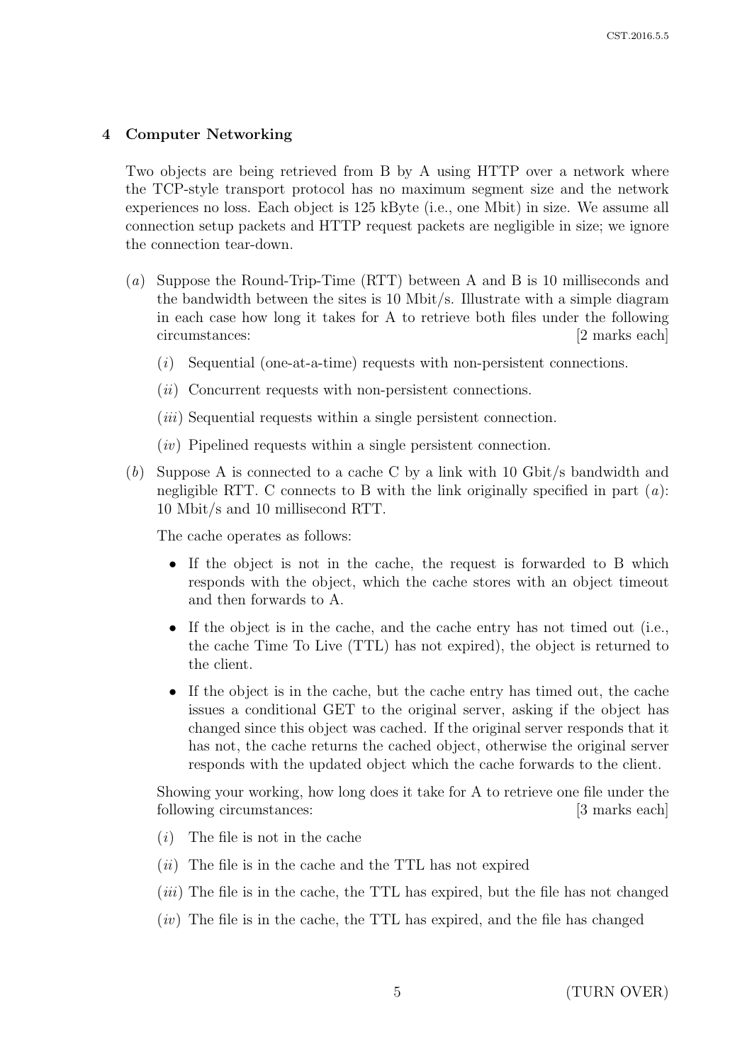## 4 Computer Networking

Two objects are being retrieved from B by A using HTTP over a network where the TCP-style transport protocol has no maximum segment size and the network experiences no loss. Each object is 125 kByte (i.e., one Mbit) in size. We assume all connection setup packets and HTTP request packets are negligible in size; we ignore the connection tear-down.

(*a*) Suppose the Round-Trip-Time (RTT) between A and B is 10 milliseconds and the bandwidth between the sites is 10 Mbit/s. Illustrate with a simple diagram in each case how long it takes for A to retrieve both files under the following circumstances: [2 marks each]

- (*i*) Sequential (one-at-a-time) requests with non-persistent connections.
- (*ii*) Concurrent requests with non-persistent connections.
- (*iii*) Sequential requests within a single persistent connection.
- (*iv*) Pipelined requests within a single persistent connection.

(*b*) Suppose A is connected to a cache C by a link with 10 Gbit/s bandwidth and negligible RTT. C connects to B with the link originally specified in part (*a*): 10 Mbit/s and 10 millisecond RTT.

The cache operates as follows:

- If the object is not in the cache, the request is forwarded to B which responds with the object, which the cache stores with an object timeout and then forwards to A.
- If the object is in the cache, and the cache entry has not timed out (i.e., the cache Time To Live (TTL) has not expired), the object is returned to the client.
- If the object is in the cache, but the cache entry has timed out, the cache issues a conditional GET to the original server, asking if the object has changed since this object was cached. If the original server responds that it has not, the cache returns the cached object, otherwise the original server responds with the updated object which the cache forwards to the client.

Showing your working, how long does it take for A to retrieve one file under the following circumstances: [3 marks each]

- (*i*) The file is not in the cache
- (*ii*) The file is in the cache and the TTL has not expired
- (*iii*) The file is in the cache, the TTL has expired, but the file has not changed
- (*iv*) The file is in the cache, the TTL has expired, and the file has changed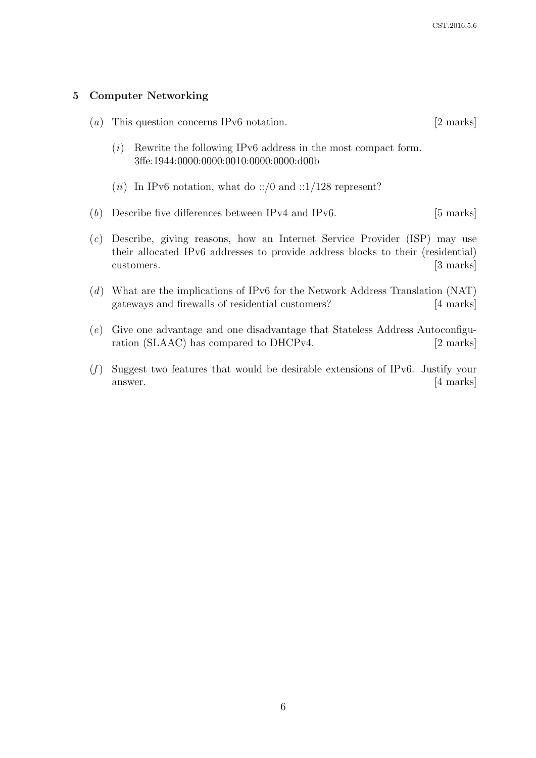## 5 Computer Networking

(*a*) This question concerns IPv6 notation. [2 marks]

(*i*) Rewrite the following IPv6 address in the most compact form.
3ffe:1944:0000:0000:0010:0000:0000:d00b

(*ii*) In IPv6 notation, what do ::/0 and ::1/128 represent?

(*b*) Describe five differences between IPv4 and IPv6. [5 marks]

(*c*) Describe, giving reasons, how an Internet Service Provider (ISP) may use their allocated IPv6 addresses to provide address blocks to their (residential) customers. [3 marks]

(*d*) What are the implications of IPv6 for the Network Address Translation (NAT) gateways and firewalls of residential customers? [4 marks]

(*e*) Give one advantage and one disadvantage that Stateless Address Autoconfiguration (SLAAC) has compared to DHCPv4. [2 marks]

(*f*) Suggest two features that would be desirable extensions of IPv6. Justify your answer. [4 marks]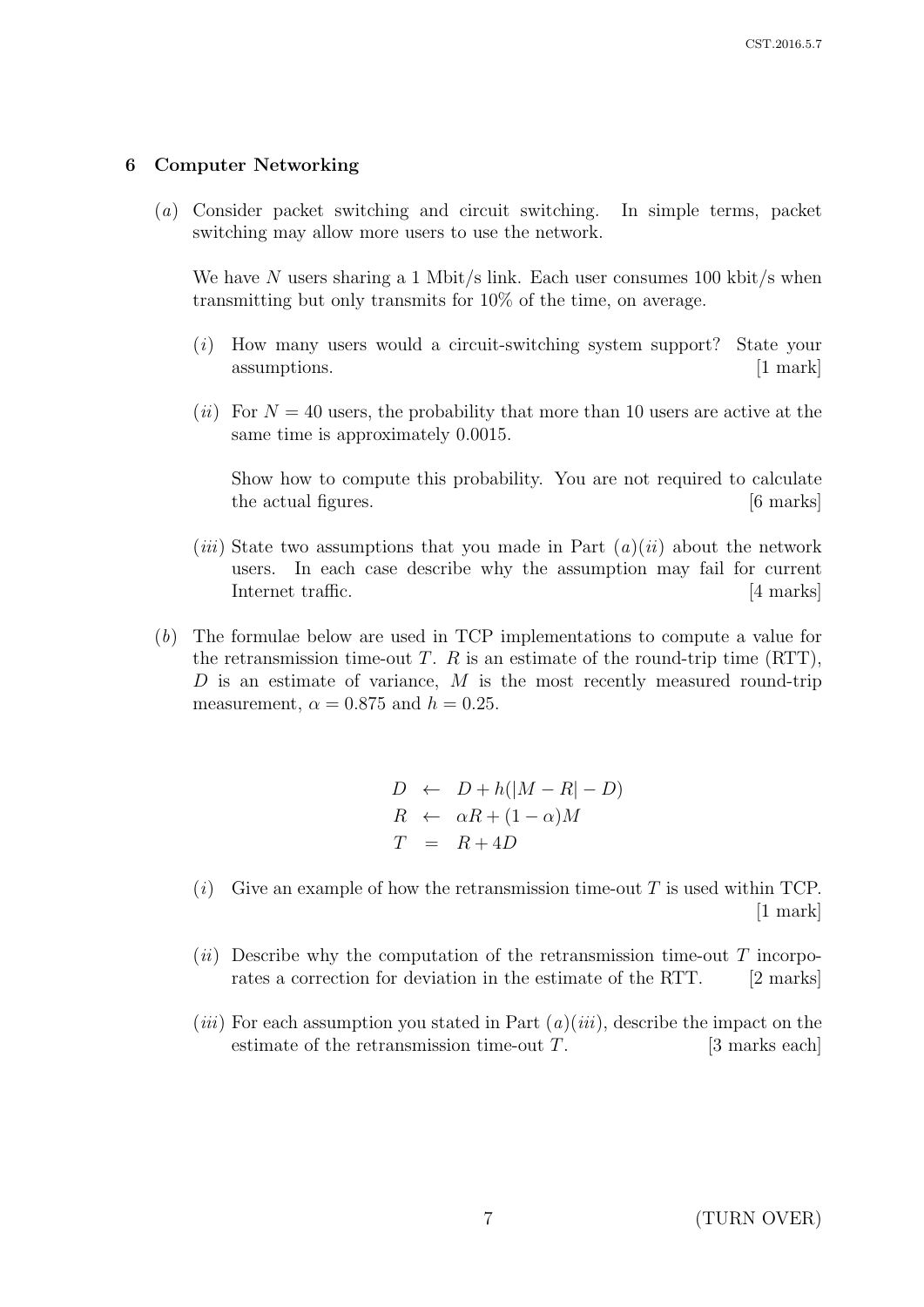## 6 Computer Networking

(*a*) Consider packet switching and circuit switching. In simple terms, packet switching may allow more users to use the network.

We have $N$ users sharing a 1 Mbit/s link. Each user consumes 100 kbit/s when transmitting but only transmits for 10% of the time, on average.

(*i*) How many users would a circuit-switching system support? State your assumptions. [1 mark]

(*ii*) For $N = 40$ users, the probability that more than 10 users are active at the same time is approximately 0.0015.

Show how to compute this probability. You are not required to calculate the actual figures. [6 marks]

(*iii*) State two assumptions that you made in Part (*a*)(*ii*) about the network users. In each case describe why the assumption may fail for current Internet traffic. [4 marks]

(*b*) The formulae below are used in TCP implementations to compute a value for the retransmission time-out $T$. $R$ is an estimate of the round-trip time (RTT), $D$ is an estimate of variance, $M$ is the most recently measured round-trip measurement, $\alpha = 0.875$ and $h = 0.25$.

$$
\begin{aligned}
D &\leftarrow D + h(|M - R| - D) \\
R &\leftarrow \alpha R + (1 - \alpha)M \\
T &= R + 4D
\end{aligned}
$$

(*i*) Give an example of how the retransmission time-out $T$ is used within TCP. [1 mark]

(*ii*) Describe why the computation of the retransmission time-out $T$ incorporates a correction for deviation in the estimate of the RTT. [2 marks]

(*iii*) For each assumption you stated in Part (*a*)(*iii*), describe the impact on the estimate of the retransmission time-out $T$. [3 marks each]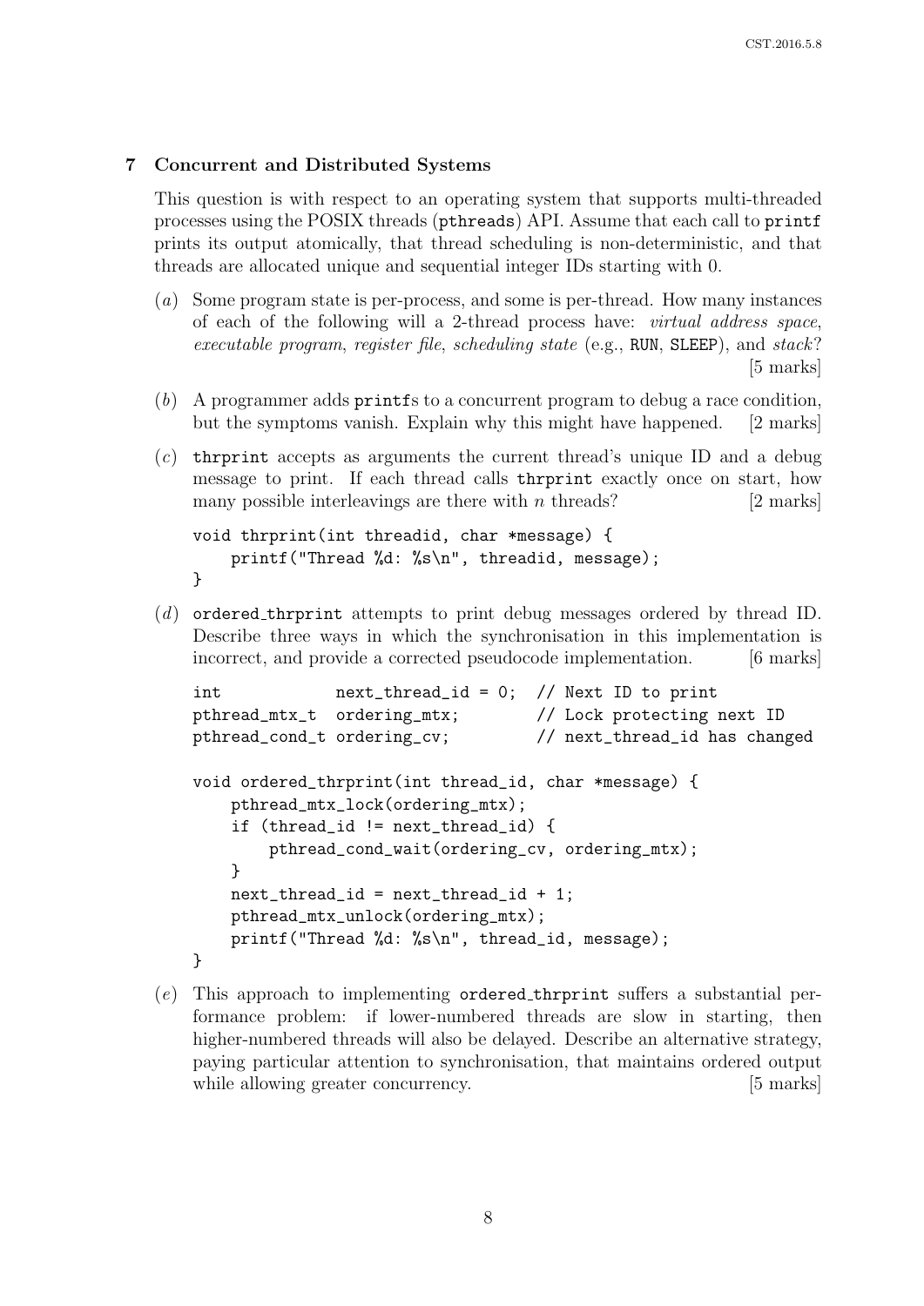## 7 Concurrent and Distributed Systems

This question is with respect to an operating system that supports multi-threaded processes using the POSIX threads (`pthreads`) API. Assume that each call to `printf` prints its output atomically, that thread scheduling is non-deterministic, and that threads are allocated unique and sequential integer IDs starting with 0.

(*a*) Some program state is per-process, and some is per-thread. How many instances of each of the following will a 2-thread process have: *virtual address space*, *executable program*, *register file*, *scheduling state* (e.g., RUN, SLEEP), and *stack*? [5 marks]

(*b*) A programmer adds `printf`s to a concurrent program to debug a race condition, but the symptoms vanish. Explain why this might have happened. [2 marks]

(*c*) `thrprint` accepts as arguments the current thread's unique ID and a debug message to print. If each thread calls `thrprint` exactly once on start, how many possible interleavings are there with $n$ threads? [2 marks]

```
void thrprint(int threadid, char *message) {
    printf("Thread %d: %s\n", threadid, message);
}
```

(*d*) `ordered_thrprint` attempts to print debug messages ordered by thread ID. Describe three ways in which the synchronisation in this implementation is incorrect, and provide a corrected pseudocode implementation. [6 marks]

```
int            next_thread_id = 0;  // Next ID to print
pthread_mtx_t  ordering_mtx;        // Lock protecting next ID
pthread_cond_t ordering_cv;         // next_thread_id has changed

void ordered_thrprint(int thread_id, char *message) {
    pthread_mtx_lock(ordering_mtx);
    if (thread_id != next_thread_id) {
        pthread_cond_wait(ordering_cv, ordering_mtx);
    }
    next_thread_id = next_thread_id + 1;
    pthread_mtx_unlock(ordering_mtx);
    printf("Thread %d: %s\n", thread_id, message);
}
```

(*e*) This approach to implementing `ordered_thrprint` suffers a substantial performance problem: if lower-numbered threads are slow in starting, then higher-numbered threads will also be delayed. Describe an alternative strategy, paying particular attention to synchronisation, that maintains ordered output while allowing greater concurrency. [5 marks]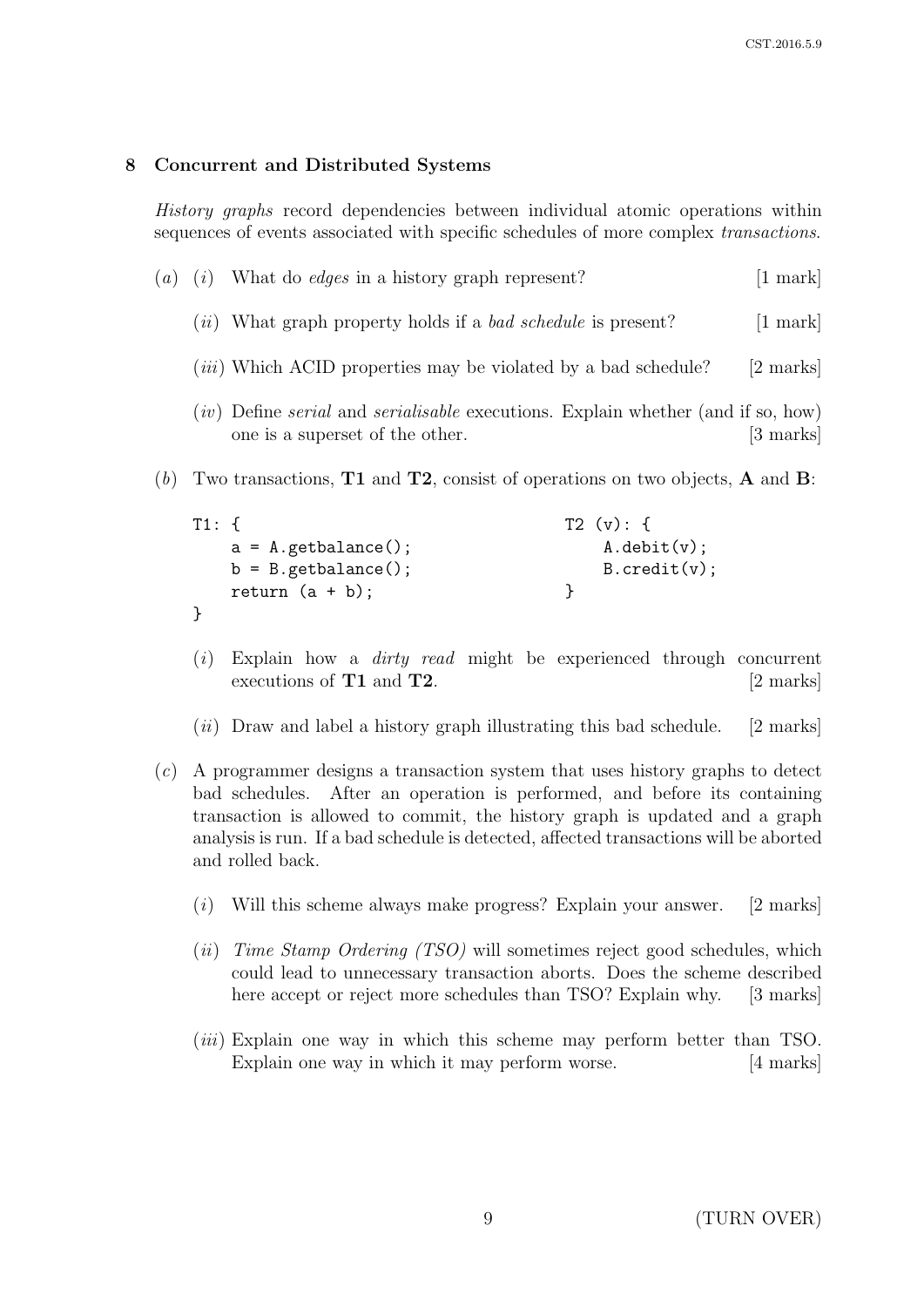## 8 Concurrent and Distributed Systems

*History graphs* record dependencies between individual atomic operations within sequences of events associated with specific schedules of more complex *transactions*.

(*a*) (*i*) What do *edges* in a history graph represent? [1 mark]

(*ii*) What graph property holds if a *bad schedule* is present? [1 mark]

(*iii*) Which ACID properties may be violated by a bad schedule? [2 marks]

(*iv*) Define *serial* and *serialisable* executions. Explain whether (and if so, how) one is a superset of the other. [3 marks]

(*b*) Two transactions, **T1** and **T2**, consist of operations on two objects, **A** and **B**:

```
T1: {
    a = A.getbalance();
    b = B.getbalance();
    return (a + b);
}
```

```
T2 (v): {
    A.debit(v);
    B.credit(v);
}
```

(*i*) Explain how a *dirty read* might be experienced through concurrent executions of **T1** and **T2**. [2 marks]

(*ii*) Draw and label a history graph illustrating this bad schedule. [2 marks]

(*c*) A programmer designs a transaction system that uses history graphs to detect bad schedules. After an operation is performed, and before its containing transaction is allowed to commit, the history graph is updated and a graph analysis is run. If a bad schedule is detected, affected transactions will be aborted and rolled back.

(*i*) Will this scheme always make progress? Explain your answer. [2 marks]

(*ii*) *Time Stamp Ordering (TSO)* will sometimes reject good schedules, which could lead to unnecessary transaction aborts. Does the scheme described here accept or reject more schedules than TSO? Explain why. [3 marks]

(*iii*) Explain one way in which this scheme may perform better than TSO. Explain one way in which it may perform worse. [4 marks]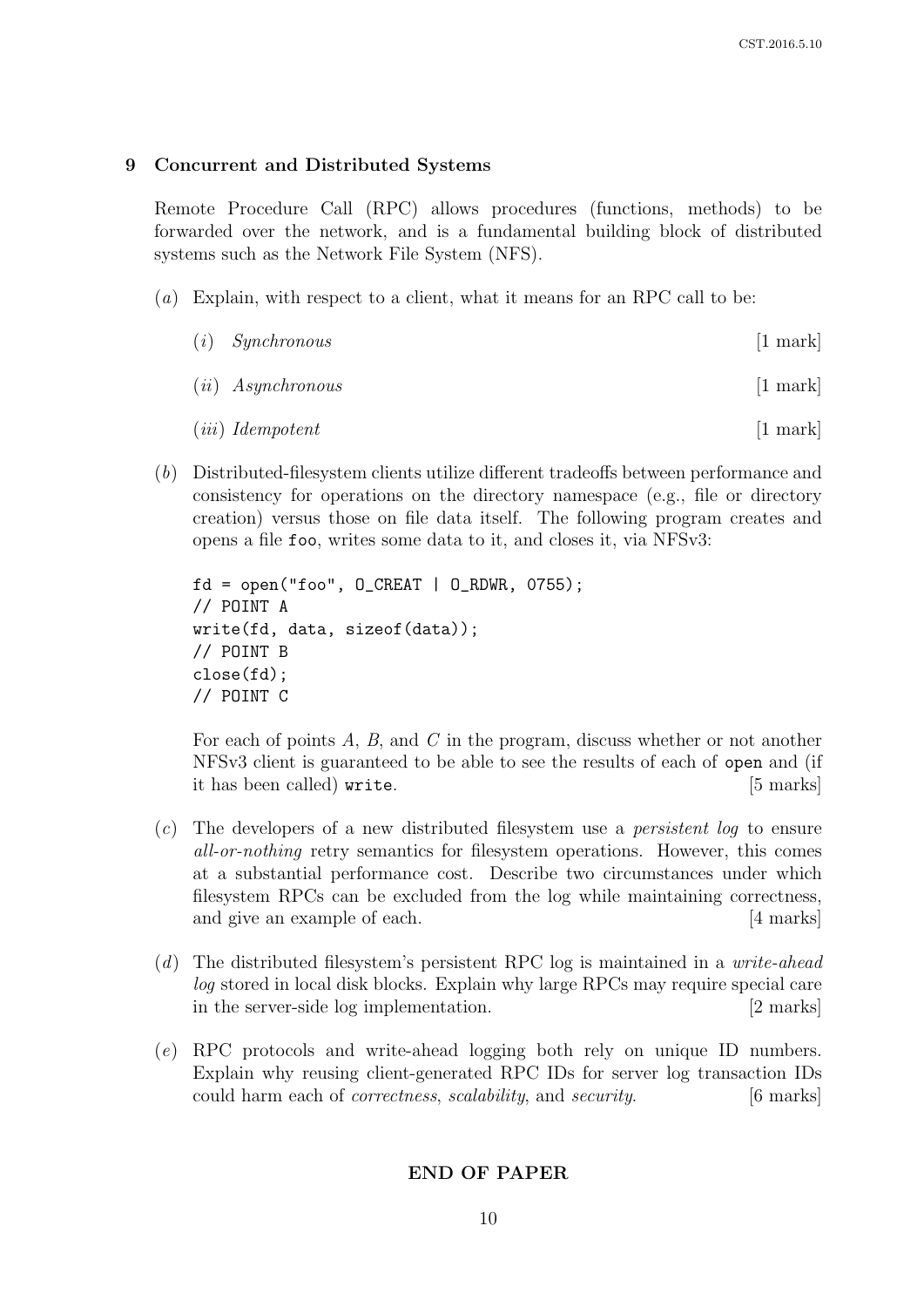## 9 Concurrent and Distributed Systems

Remote Procedure Call (RPC) allows procedures (functions, methods) to be forwarded over the network, and is a fundamental building block of distributed systems such as the Network File System (NFS).

(*a*) Explain, with respect to a client, what it means for an RPC call to be:

- (*i*) *Synchronous* [1 mark]
- (*ii*) *Asynchronous* [1 mark]
- (*iii*) *Idempotent* [1 mark]

(*b*) Distributed-filesystem clients utilize different tradeoffs between performance and consistency for operations on the directory namespace (e.g., file or directory creation) versus those on file data itself. The following program creates and opens a file `foo`, writes some data to it, and closes it, via NFSv3:

```
fd = open("foo", O_CREAT | O_RDWR, 0755);
// POINT A
write(fd, data, sizeof(data));
// POINT B
close(fd);
// POINT C
```

For each of points *A*, *B*, and *C* in the program, discuss whether or not another NFSv3 client is guaranteed to be able to see the results of each of `open` and (if it has been called) `write`. [5 marks]

(*c*) The developers of a new distributed filesystem use a *persistent log* to ensure *all-or-nothing* retry semantics for filesystem operations. However, this comes at a substantial performance cost. Describe two circumstances under which filesystem RPCs can be excluded from the log while maintaining correctness, and give an example of each. [4 marks]

(*d*) The distributed filesystem's persistent RPC log is maintained in a *write-ahead log* stored in local disk blocks. Explain why large RPCs may require special care in the server-side log implementation. [2 marks]

(*e*) RPC protocols and write-ahead logging both rely on unique ID numbers. Explain why reusing client-generated RPC IDs for server log transaction IDs could harm each of *correctness*, *scalability*, and *security*. [6 marks]

**END OF PAPER**